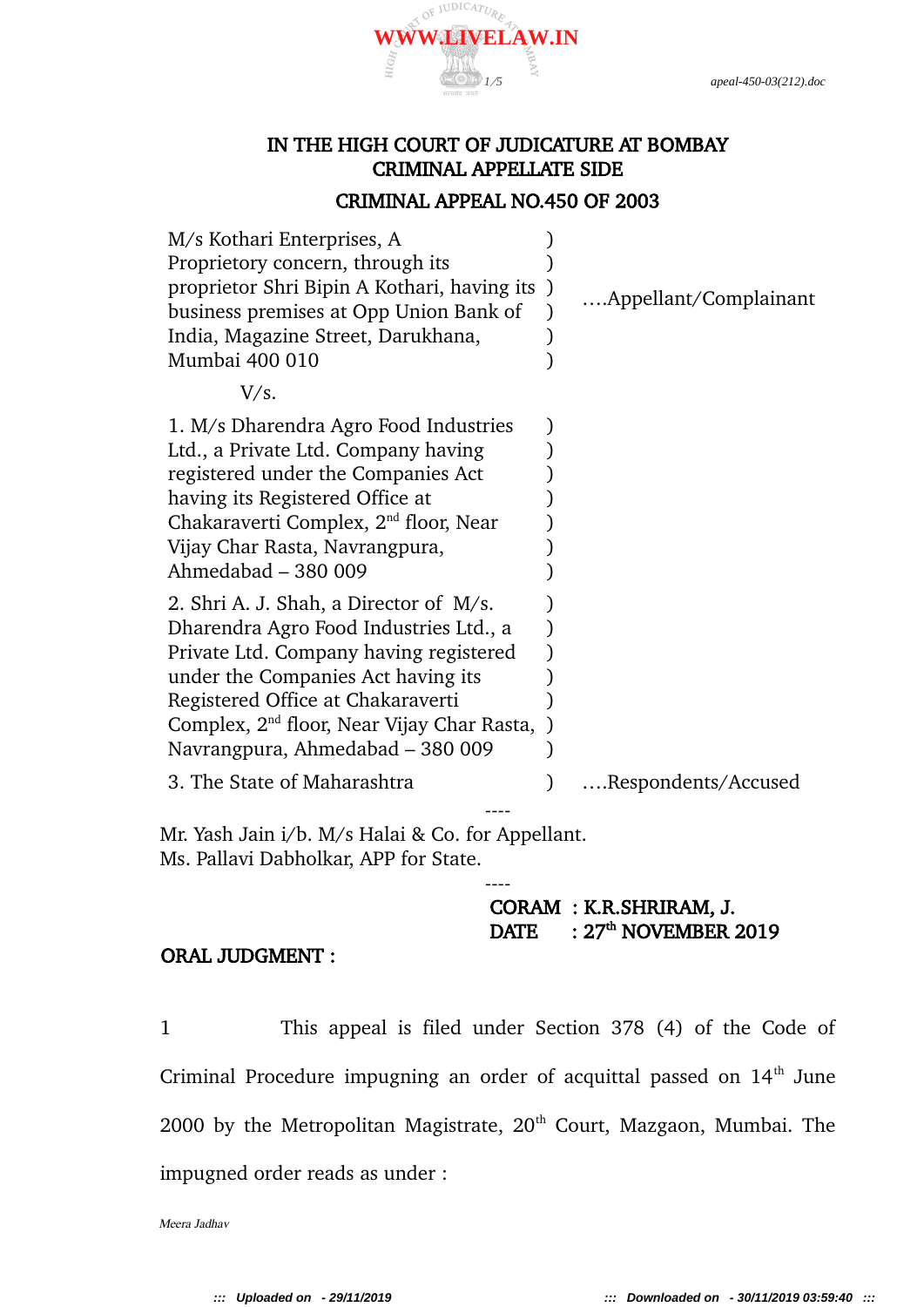# IN THE HIGH COURT OF JUDICATURE AT BOMBAY
## CRIMINAL APPELLATE SIDE
## CRIMINAL APPEAL NO.450 OF 2003

M/s Kothari Enterprises, A Proprietory concern, through its proprietor Shri Bipin A Kothari, having its business premises at Opp Union Bank of India, Magazine Street, Darukhana, Mumbai 400 010 ) ….Appellant/Complainant

V/s.

1. M/s Dharendra Agro Food Industries Ltd., a Private Ltd. Company having registered under the Companies Act having its Registered Office at Chakaraverti Complex, 2nd floor, Near Vijay Char Rasta, Navrangpura, Ahmedabad – 380 009 )

2. Shri A. J. Shah, a Director of M/s. Dharendra Agro Food Industries Ltd., a Private Ltd. Company having registered under the Companies Act having its Registered Office at Chakaraverti Complex, 2nd floor, Near Vijay Char Rasta, Navrangpura, Ahmedabad – 380 009 )

3. The State of Maharashtra ) ….Respondents/Accused

----

Mr. Yash Jain i/b. M/s Halai & Co. for Appellant.
Ms. Pallavi Dabholkar, APP for State.

----

CORAM : K.R.SHRIRAM, J.
DATE : 27th NOVEMBER 2019

**ORAL JUDGMENT :**

1 This appeal is filed under Section 378 (4) of the Code of Criminal Procedure impugning an order of acquittal passed on 14th June 2000 by the Metropolitan Magistrate, 20th Court, Mazgaon, Mumbai. The impugned order reads as under :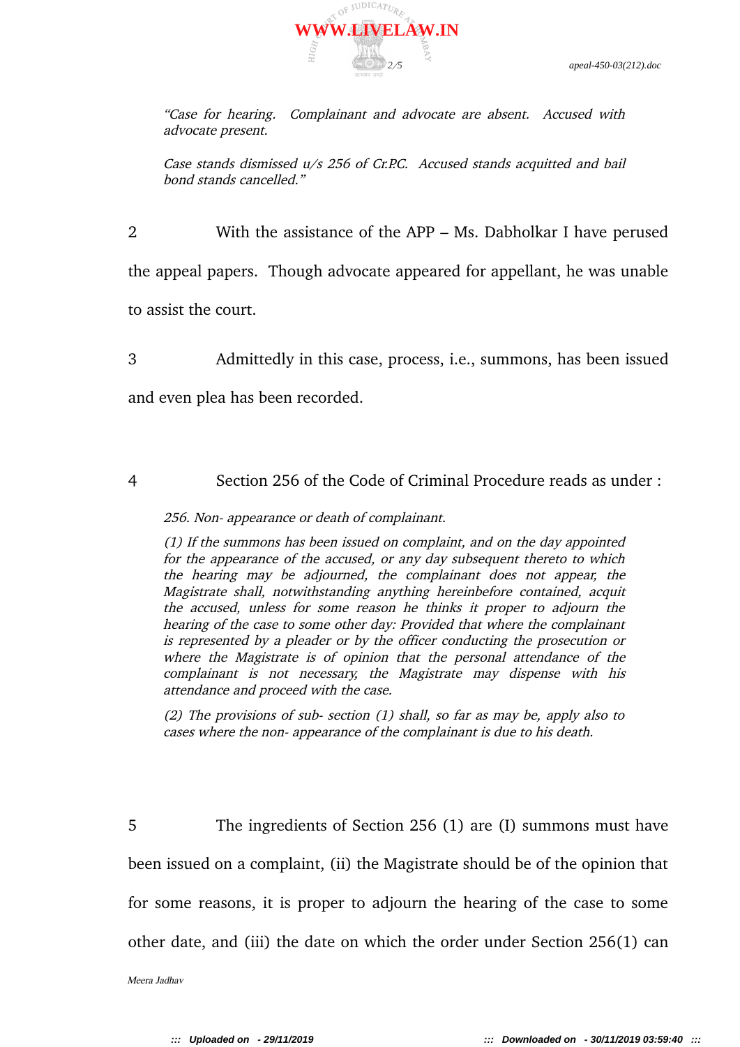*"Case for hearing. Complainant and advocate are absent. Accused with advocate present.*

*Case stands dismissed u/s 256 of Cr.P.C. Accused stands acquitted and bail bond stands cancelled."*

2 With the assistance of the APP – Ms. Dabholkar I have perused the appeal papers. Though advocate appeared for appellant, he was unable to assist the court.

3 Admittedly in this case, process, i.e., summons, has been issued and even plea has been recorded.

4 Section 256 of the Code of Criminal Procedure reads as under :

*256. Non- appearance or death of complainant.*

*(1) If the summons has been issued on complaint, and on the day appointed for the appearance of the accused, or any day subsequent thereto to which the hearing may be adjourned, the complainant does not appear, the Magistrate shall, notwithstanding anything hereinbefore contained, acquit the accused, unless for some reason he thinks it proper to adjourn the hearing of the case to some other day: Provided that where the complainant is represented by a pleader or by the officer conducting the prosecution or where the Magistrate is of opinion that the personal attendance of the complainant is not necessary, the Magistrate may dispense with his attendance and proceed with the case.*

*(2) The provisions of sub- section (1) shall, so far as may be, apply also to cases where the non- appearance of the complainant is due to his death.*

5 The ingredients of Section 256 (1) are (I) summons must have been issued on a complaint, (ii) the Magistrate should be of the opinion that for some reasons, it is proper to adjourn the hearing of the case to some other date, and (iii) the date on which the order under Section 256(1) can

Meera Jadhav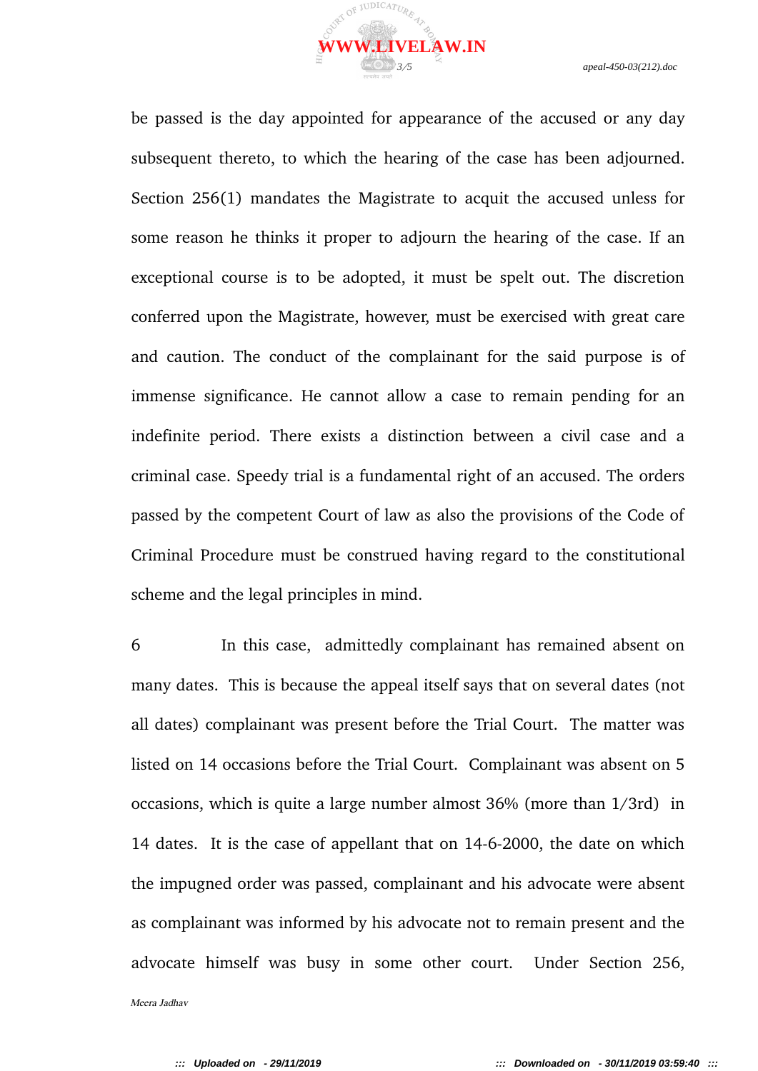be passed is the day appointed for appearance of the accused or any day subsequent thereto, to which the hearing of the case has been adjourned. Section 256(1) mandates the Magistrate to acquit the accused unless for some reason he thinks it proper to adjourn the hearing of the case. If an exceptional course is to be adopted, it must be spelt out. The discretion conferred upon the Magistrate, however, must be exercised with great care and caution. The conduct of the complainant for the said purpose is of immense significance. He cannot allow a case to remain pending for an indefinite period. There exists a distinction between a civil case and a criminal case. Speedy trial is a fundamental right of an accused. The orders passed by the competent Court of law as also the provisions of the Code of Criminal Procedure must be construed having regard to the constitutional scheme and the legal principles in mind.

6 In this case, admittedly complainant has remained absent on many dates. This is because the appeal itself says that on several dates (not all dates) complainant was present before the Trial Court. The matter was listed on 14 occasions before the Trial Court. Complainant was absent on 5 occasions, which is quite a large number almost 36% (more than 1/3rd) in 14 dates. It is the case of appellant that on 14-6-2000, the date on which the impugned order was passed, complainant and his advocate were absent as complainant was informed by his advocate not to remain present and the advocate himself was busy in some other court. Under Section 256,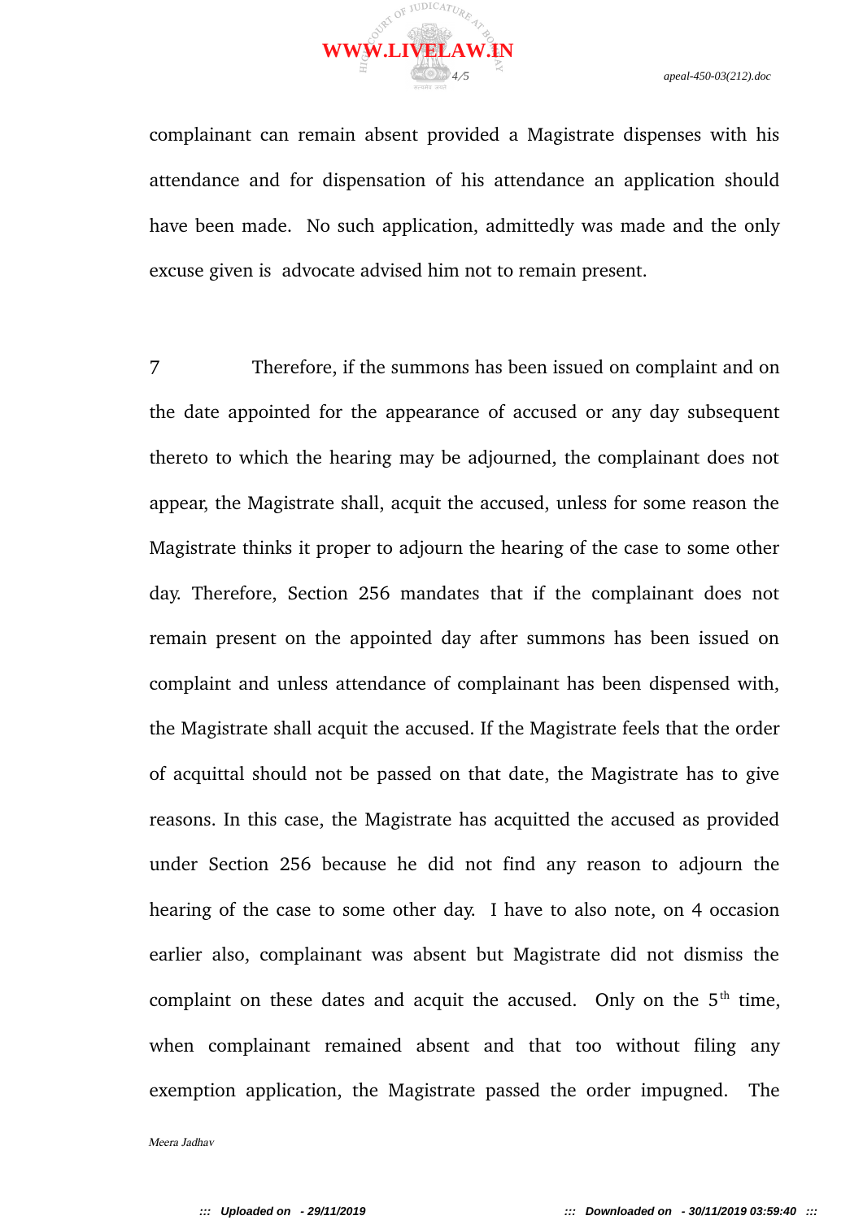complainant can remain absent provided a Magistrate dispenses with his attendance and for dispensation of his attendance an application should have been made. No such application, admittedly was made and the only excuse given is advocate advised him not to remain present.

7 Therefore, if the summons has been issued on complaint and on the date appointed for the appearance of accused or any day subsequent thereto to which the hearing may be adjourned, the complainant does not appear, the Magistrate shall, acquit the accused, unless for some reason the Magistrate thinks it proper to adjourn the hearing of the case to some other day. Therefore, Section 256 mandates that if the complainant does not remain present on the appointed day after summons has been issued on complaint and unless attendance of complainant has been dispensed with, the Magistrate shall acquit the accused. If the Magistrate feels that the order of acquittal should not be passed on that date, the Magistrate has to give reasons. In this case, the Magistrate has acquitted the accused as provided under Section 256 because he did not find any reason to adjourn the hearing of the case to some other day. I have to also note, on 4 occasion earlier also, complainant was absent but Magistrate did not dismiss the complaint on these dates and acquit the accused. Only on the 5th time, when complainant remained absent and that too without filing any exemption application, the Magistrate passed the order impugned. The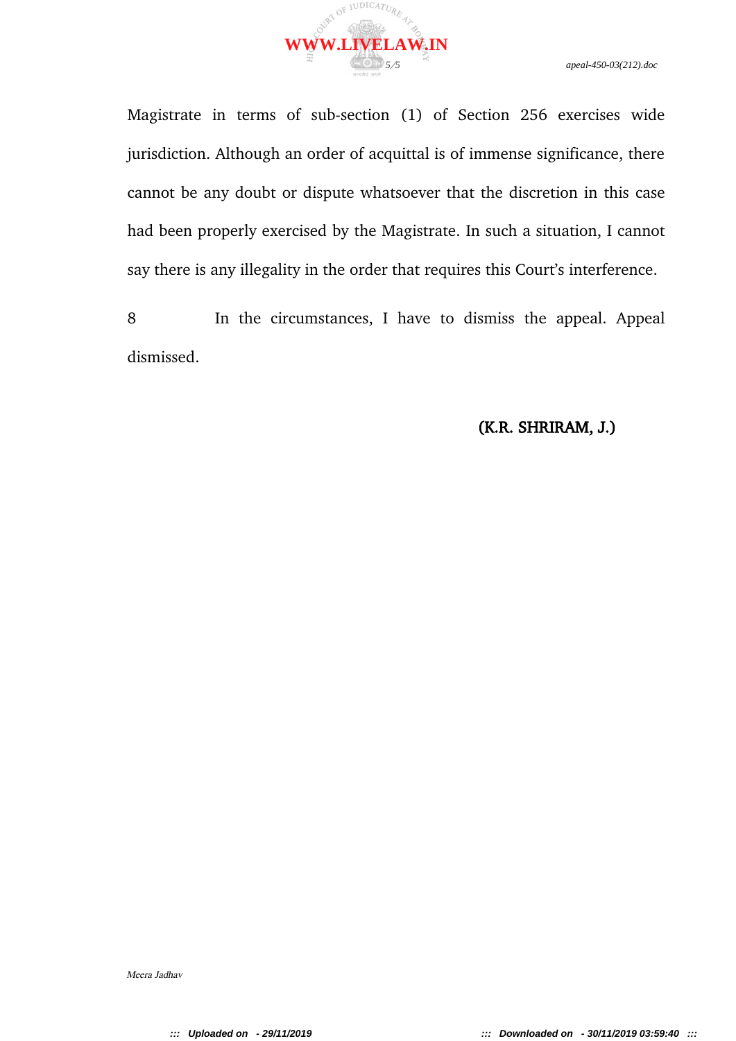Magistrate in terms of sub-section (1) of Section 256 exercises wide jurisdiction. Although an order of acquittal is of immense significance, there cannot be any doubt or dispute whatsoever that the discretion in this case had been properly exercised by the Magistrate. In such a situation, I cannot say there is any illegality in the order that requires this Court's interference.

8 In the circumstances, I have to dismiss the appeal. Appeal dismissed.

(K.R. SHRIRAM, J.)

*Meera Jadhav*